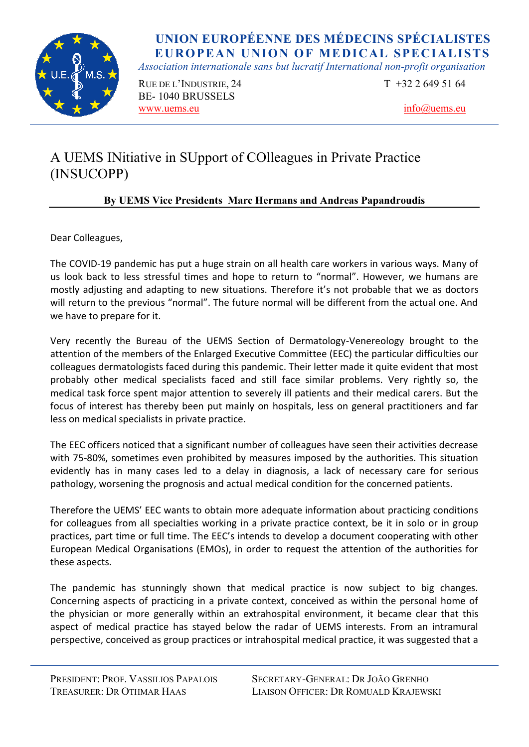# UNION EUROPÉENNE DES MÉDECINS SPÉCIALISTES
# EUROPEAN UNION OF MEDICAL SPECIALISTS

*Association internationale sans but lucratif International non-profit organisation*

RUE DE L'INDUSTRIE, 24
BE- 1040 BRUSSELS
www.uems.eu

T +32 2 649 51 64
info@uems.eu

## A UEMS INitiative in SUpport of COlleagues in Private Practice (INSUCOPP)

**By UEMS Vice Presidents Marc Hermans and Andreas Papandroudis**

Dear Colleagues,

The COVID-19 pandemic has put a huge strain on all health care workers in various ways. Many of us look back to less stressful times and hope to return to "normal". However, we humans are mostly adjusting and adapting to new situations. Therefore it's not probable that we as doctors will return to the previous "normal". The future normal will be different from the actual one. And we have to prepare for it.

Very recently the Bureau of the UEMS Section of Dermatology-Venereology brought to the attention of the members of the Enlarged Executive Committee (EEC) the particular difficulties our colleagues dermatologists faced during this pandemic. Their letter made it quite evident that most probably other medical specialists faced and still face similar problems. Very rightly so, the medical task force spent major attention to severely ill patients and their medical carers. But the focus of interest has thereby been put mainly on hospitals, less on general practitioners and far less on medical specialists in private practice.

The EEC officers noticed that a significant number of colleagues have seen their activities decrease with 75-80%, sometimes even prohibited by measures imposed by the authorities. This situation evidently has in many cases led to a delay in diagnosis, a lack of necessary care for serious pathology, worsening the prognosis and actual medical condition for the concerned patients.

Therefore the UEMS' EEC wants to obtain more adequate information about practicing conditions for colleagues from all specialties working in a private practice context, be it in solo or in group practices, part time or full time. The EEC's intends to develop a document cooperating with other European Medical Organisations (EMOs), in order to request the attention of the authorities for these aspects.

The pandemic has stunningly shown that medical practice is now subject to big changes. Concerning aspects of practicing in a private context, conceived as within the personal home of the physician or more generally within an extrahospital environment, it became clear that this aspect of medical practice has stayed below the radar of UEMS interests. From an intramural perspective, conceived as group practices or intrahospital medical practice, it was suggested that a

PRESIDENT: PROF. VASSILIOS PAPALOIS
TREASURER: DR OTHMAR HAAS
SECRETARY-GENERAL: DR JOÃO GRENHO
LIAISON OFFICER: DR ROMUALD KRAJEWSKI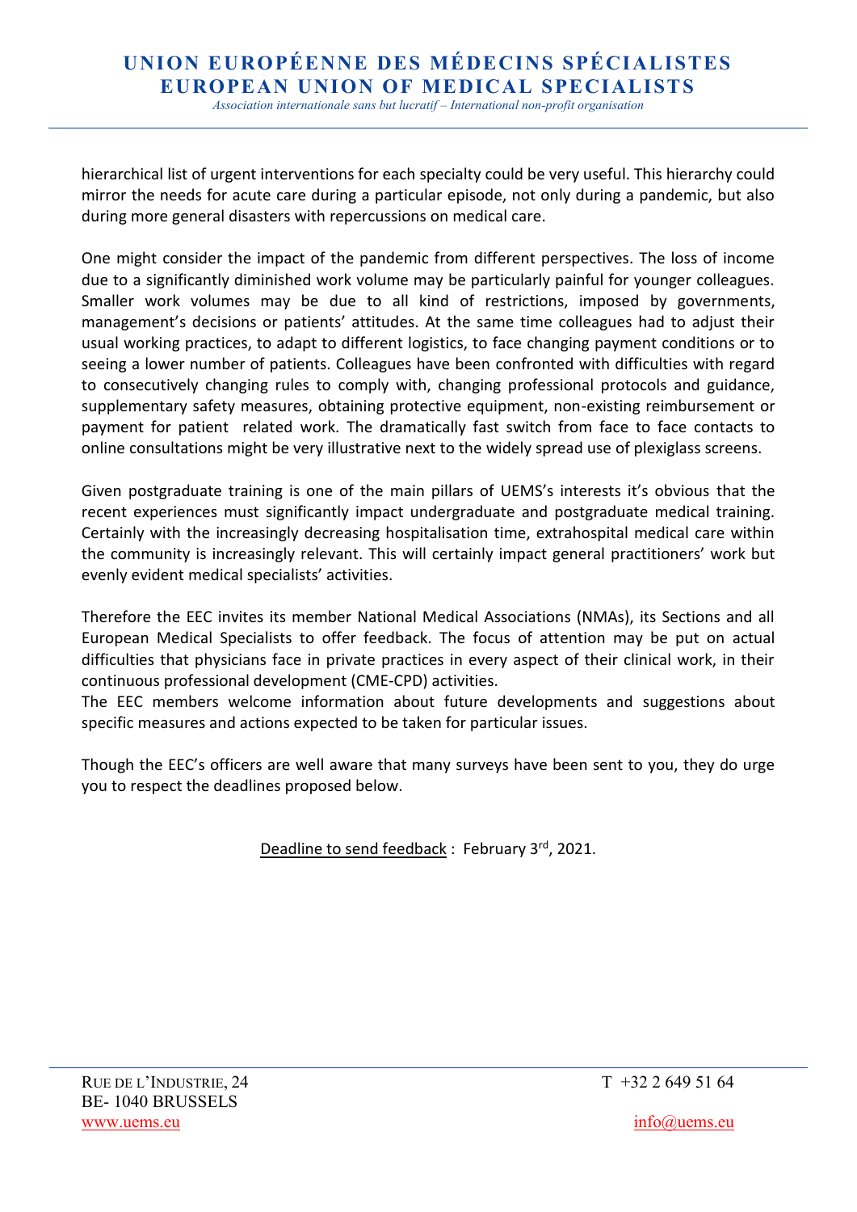hierarchical list of urgent interventions for each specialty could be very useful. This hierarchy could mirror the needs for acute care during a particular episode, not only during a pandemic, but also during more general disasters with repercussions on medical care.

One might consider the impact of the pandemic from different perspectives. The loss of income due to a significantly diminished work volume may be particularly painful for younger colleagues. Smaller work volumes may be due to all kind of restrictions, imposed by governments, management's decisions or patients' attitudes. At the same time colleagues had to adjust their usual working practices, to adapt to different logistics, to face changing payment conditions or to seeing a lower number of patients. Colleagues have been confronted with difficulties with regard to consecutively changing rules to comply with, changing professional protocols and guidance, supplementary safety measures, obtaining protective equipment, non-existing reimbursement or payment for patient related work. The dramatically fast switch from face to face contacts to online consultations might be very illustrative next to the widely spread use of plexiglass screens.

Given postgraduate training is one of the main pillars of UEMS's interests it's obvious that the recent experiences must significantly impact undergraduate and postgraduate medical training. Certainly with the increasingly decreasing hospitalisation time, extrahospital medical care within the community is increasingly relevant. This will certainly impact general practitioners' work but evenly evident medical specialists' activities.

Therefore the EEC invites its member National Medical Associations (NMAs), its Sections and all European Medical Specialists to offer feedback. The focus of attention may be put on actual difficulties that physicians face in private practices in every aspect of their clinical work, in their continuous professional development (CME-CPD) activities.
The EEC members welcome information about future developments and suggestions about specific measures and actions expected to be taken for particular issues.

Though the EEC's officers are well aware that many surveys have been sent to you, they do urge you to respect the deadlines proposed below.

Deadline to send feedback : February 3rd, 2021.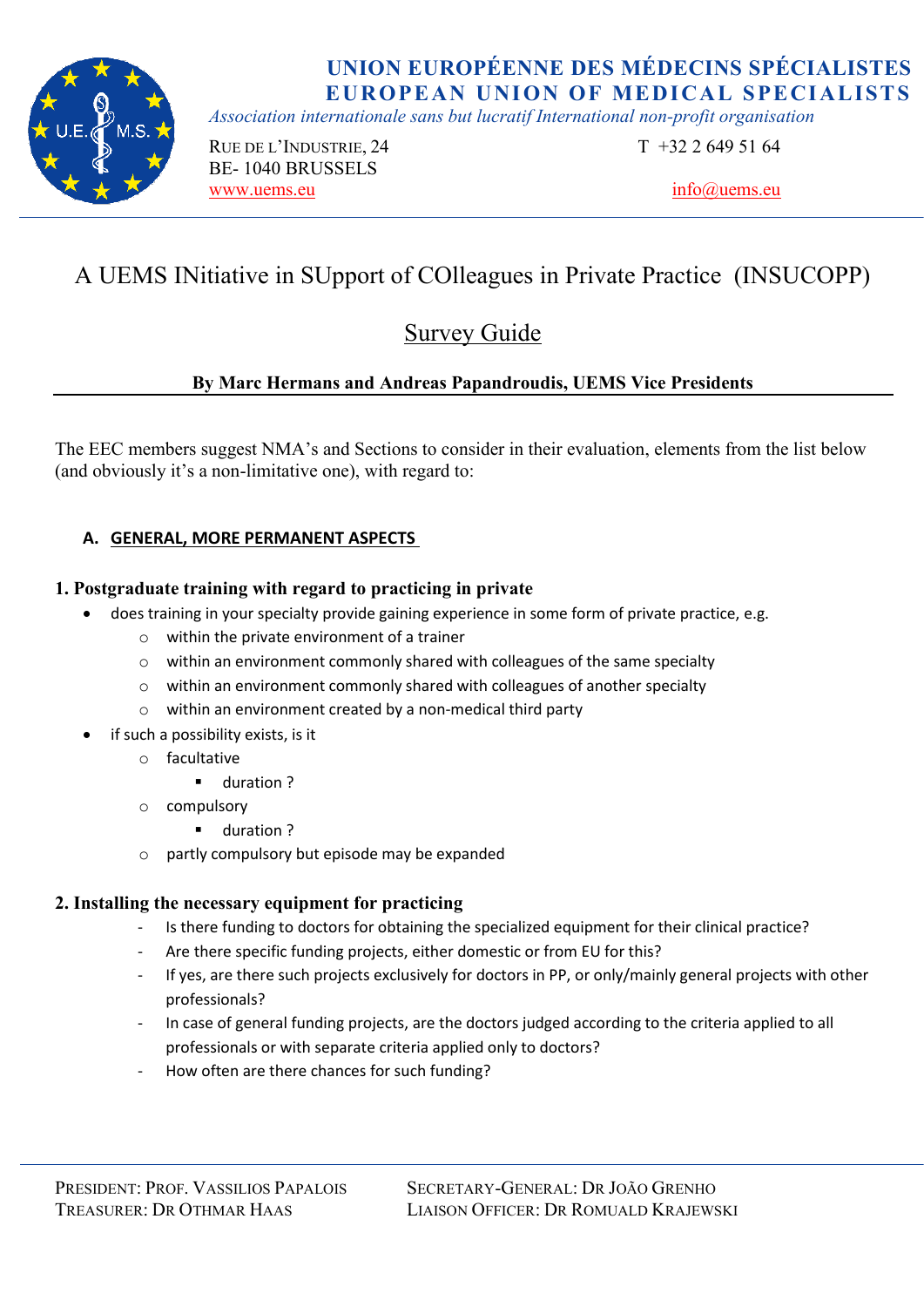# A UEMS INitiative in SUpport of COlleagues in Private Practice (INSUCOPP)

## Survey Guide

**By Marc Hermans and Andreas Papandroudis, UEMS Vice Presidents**

The EEC members suggest NMA's and Sections to consider in their evaluation, elements from the list below (and obviously it's a non-limitative one), with regard to:

### A. GENERAL, MORE PERMANENT ASPECTS

#### 1. Postgraduate training with regard to practicing in private

- does training in your specialty provide gaining experience in some form of private practice, e.g.
  - within the private environment of a trainer
  - within an environment commonly shared with colleagues of the same specialty
  - within an environment commonly shared with colleagues of another specialty
  - within an environment created by a non-medical third party
- if such a possibility exists, is it
  - facultative
    - duration ?
  - compulsory
    - duration ?
  - partly compulsory but episode may be expanded

#### 2. Installing the necessary equipment for practicing

- Is there funding to doctors for obtaining the specialized equipment for their clinical practice?
- Are there specific funding projects, either domestic or from EU for this?
- If yes, are there such projects exclusively for doctors in PP, or only/mainly general projects with other professionals?
- In case of general funding projects, are the doctors judged according to the criteria applied to all professionals or with separate criteria applied only to doctors?
- How often are there chances for such funding?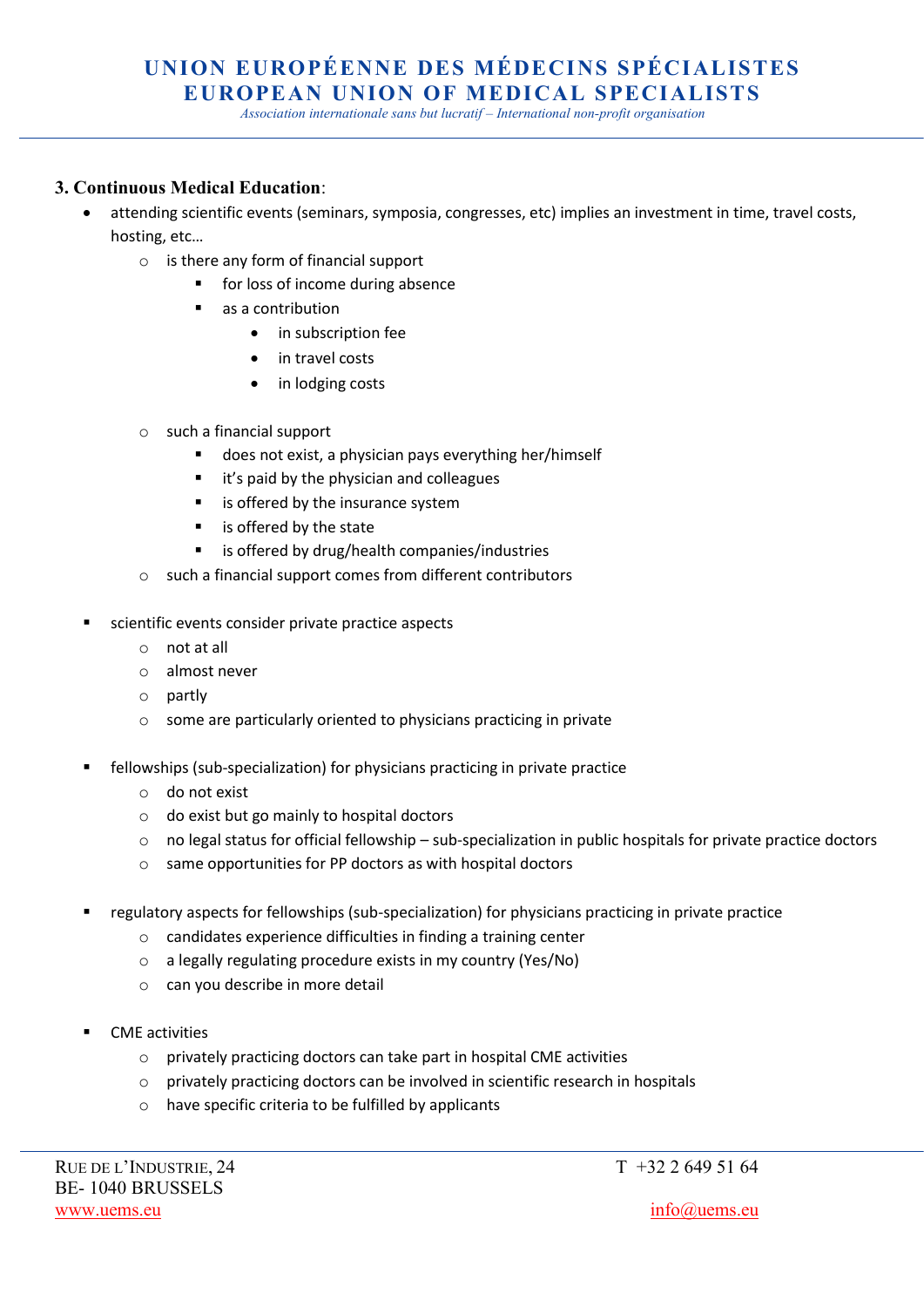### 3. Continuous Medical Education:

- attending scientific events (seminars, symposia, congresses, etc) implies an investment in time, travel costs, hosting, etc…
  - is there any form of financial support
    - for loss of income during absence
    - as a contribution
      - in subscription fee
      - in travel costs
      - in lodging costs
  - such a financial support
    - does not exist, a physician pays everything her/himself
    - it's paid by the physician and colleagues
    - is offered by the insurance system
    - is offered by the state
    - is offered by drug/health companies/industries
  - such a financial support comes from different contributors

- scientific events consider private practice aspects
  - not at all
  - almost never
  - partly
  - some are particularly oriented to physicians practicing in private

- fellowships (sub-specialization) for physicians practicing in private practice
  - do not exist
  - do exist but go mainly to hospital doctors
  - no legal status for official fellowship – sub-specialization in public hospitals for private practice doctors
  - same opportunities for PP doctors as with hospital doctors

- regulatory aspects for fellowships (sub-specialization) for physicians practicing in private practice
  - candidates experience difficulties in finding a training center
  - a legally regulating procedure exists in my country (Yes/No)
  - can you describe in more detail

- CME activities
  - privately practicing doctors can take part in hospital CME activities
  - privately practicing doctors can be involved in scientific research in hospitals
  - have specific criteria to be fulfilled by applicants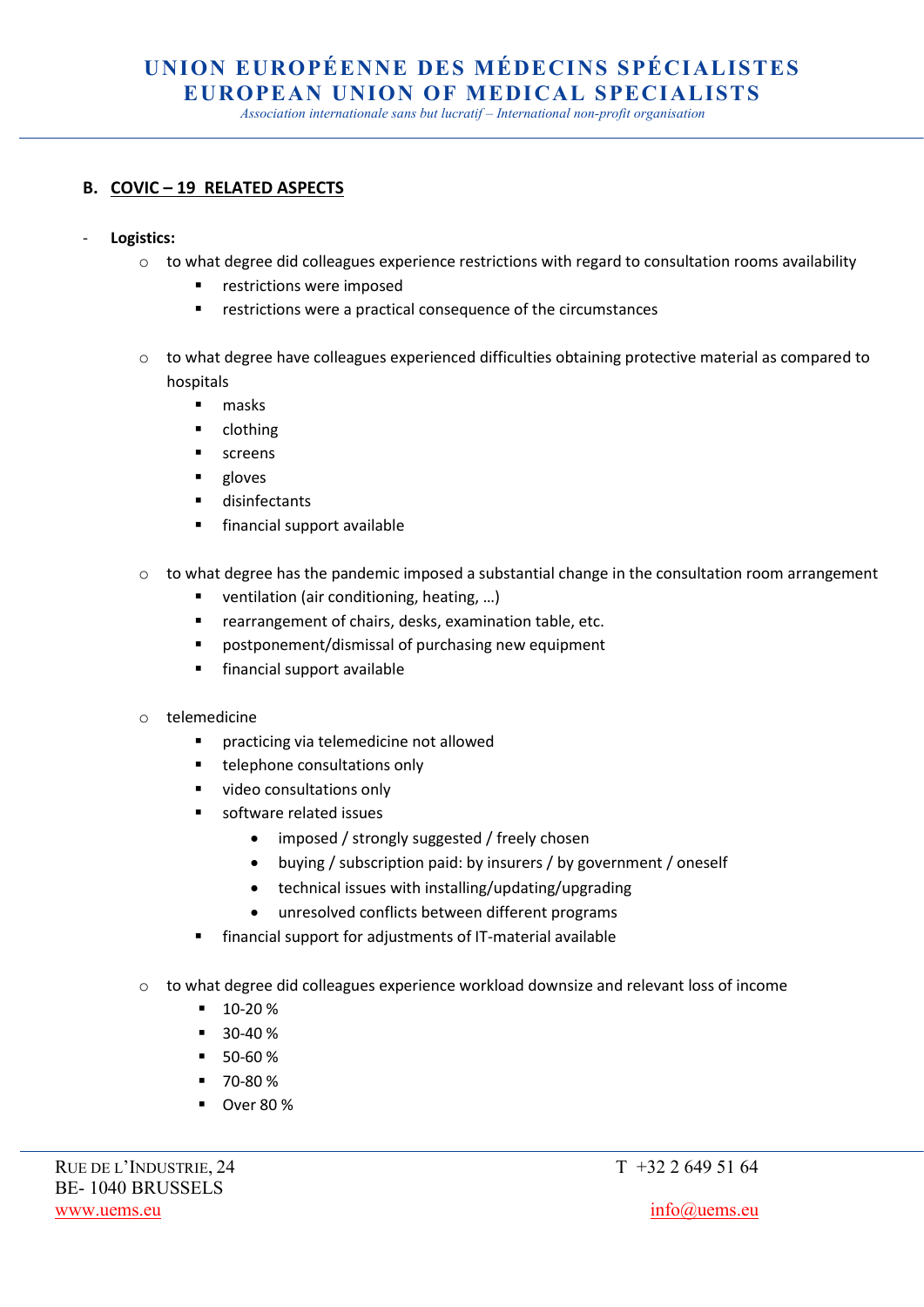## B. COVIC – 19 RELATED ASPECTS

- **Logistics:**
  - to what degree did colleagues experience restrictions with regard to consultation rooms availability
    - restrictions were imposed
    - restrictions were a practical consequence of the circumstances

  - to what degree have colleagues experienced difficulties obtaining protective material as compared to hospitals
    - masks
    - clothing
    - screens
    - gloves
    - disinfectants
    - financial support available

  - to what degree has the pandemic imposed a substantial change in the consultation room arrangement
    - ventilation (air conditioning, heating, …)
    - rearrangement of chairs, desks, examination table, etc.
    - postponement/dismissal of purchasing new equipment
    - financial support available

  - telemedicine
    - practicing via telemedicine not allowed
    - telephone consultations only
    - video consultations only
    - software related issues
      - imposed / strongly suggested / freely chosen
      - buying / subscription paid: by insurers / by government / oneself
      - technical issues with installing/updating/upgrading
      - unresolved conflicts between different programs
    - financial support for adjustments of IT-material available

  - to what degree did colleagues experience workload downsize and relevant loss of income
    - 10-20 %
    - 30-40 %
    - 50-60 %
    - 70-80 %
    - Over 80 %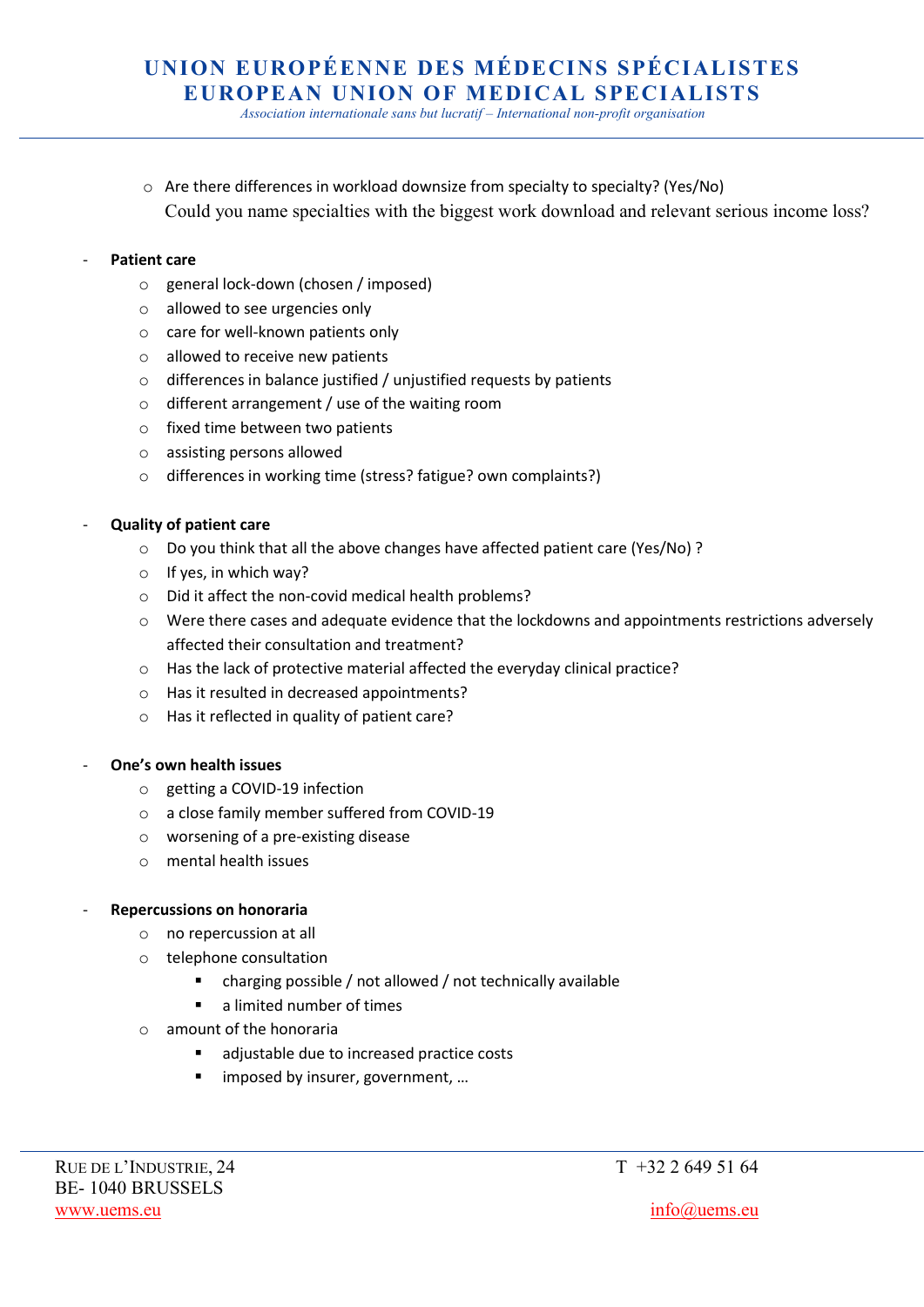- Are there differences in workload downsize from specialty to specialty? (Yes/No)
  Could you name specialties with the biggest work download and relevant serious income loss?

- **Patient care**
  - general lock-down (chosen / imposed)
  - allowed to see urgencies only
  - care for well-known patients only
  - allowed to receive new patients
  - differences in balance justified / unjustified requests by patients
  - different arrangement / use of the waiting room
  - fixed time between two patients
  - assisting persons allowed
  - differences in working time (stress? fatigue? own complaints?)

- **Quality of patient care**
  - Do you think that all the above changes have affected patient care (Yes/No) ?
  - If yes, in which way?
  - Did it affect the non-covid medical health problems?
  - Were there cases and adequate evidence that the lockdowns and appointments restrictions adversely affected their consultation and treatment?
  - Has the lack of protective material affected the everyday clinical practice?
  - Has it resulted in decreased appointments?
  - Has it reflected in quality of patient care?

- **One's own health issues**
  - getting a COVID-19 infection
  - a close family member suffered from COVID-19
  - worsening of a pre-existing disease
  - mental health issues

- **Repercussions on honoraria**
  - no repercussion at all
  - telephone consultation
    - charging possible / not allowed / not technically available
    - a limited number of times
  - amount of the honoraria
    - adjustable due to increased practice costs
    - imposed by insurer, government, …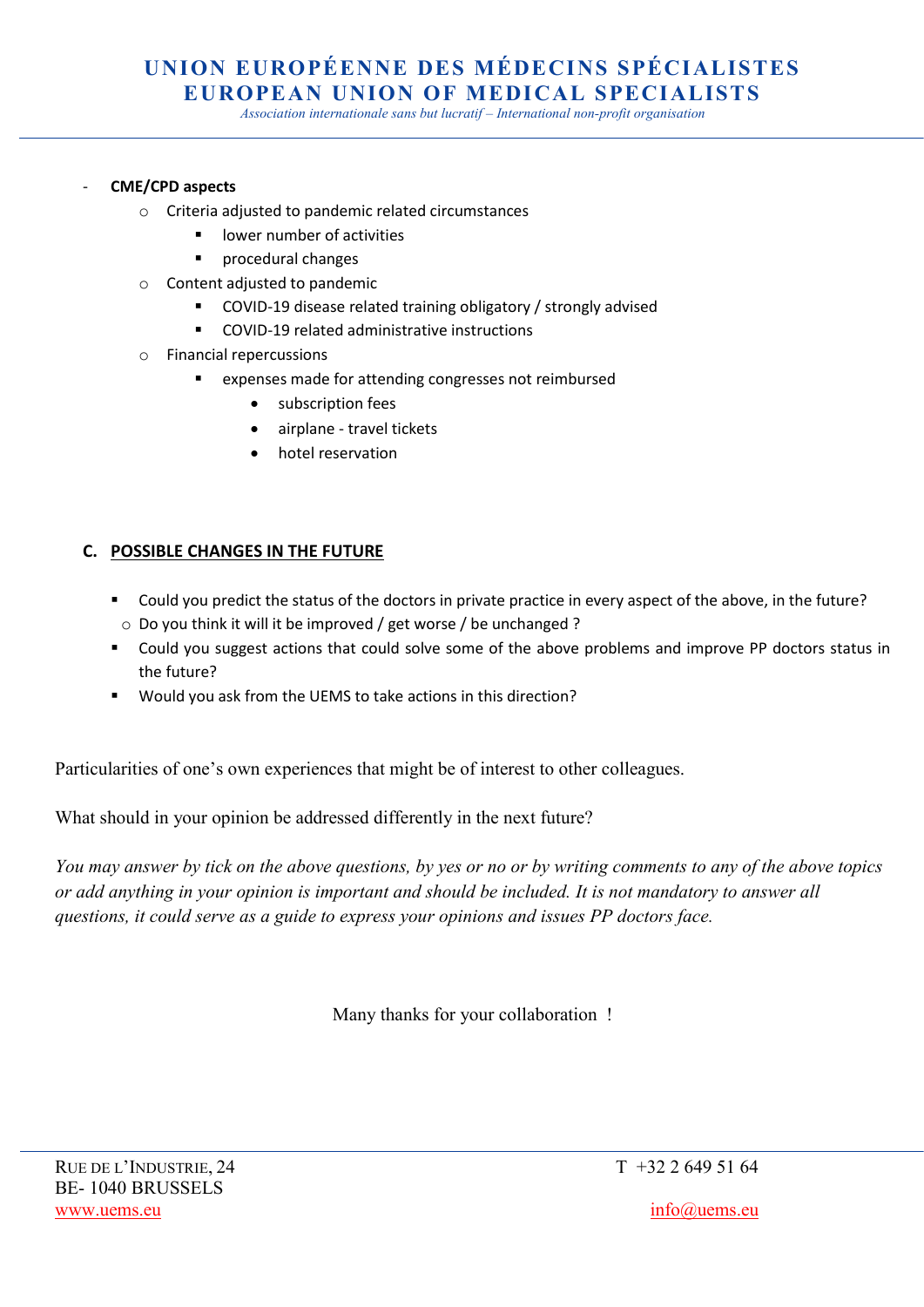- **CME/CPD aspects**
  - Criteria adjusted to pandemic related circumstances
    - lower number of activities
    - procedural changes
  - Content adjusted to pandemic
    - COVID-19 disease related training obligatory / strongly advised
    - COVID-19 related administrative instructions
  - Financial repercussions
    - expenses made for attending congresses not reimbursed
      - subscription fees
      - airplane - travel tickets
      - hotel reservation

## C. POSSIBLE CHANGES IN THE FUTURE

- Could you predict the status of the doctors in private practice in every aspect of the above, in the future?
  - Do you think it will it be improved / get worse / be unchanged ?
- Could you suggest actions that could solve some of the above problems and improve PP doctors status in the future?
- Would you ask from the UEMS to take actions in this direction?

Particularities of one's own experiences that might be of interest to other colleagues.

What should in your opinion be addressed differently in the next future?

*You may answer by tick on the above questions, by yes or no or by writing comments to any of the above topics or add anything in your opinion is important and should be included. It is not mandatory to answer all questions, it could serve as a guide to express your opinions and issues PP doctors face.*

Many thanks for your collaboration !